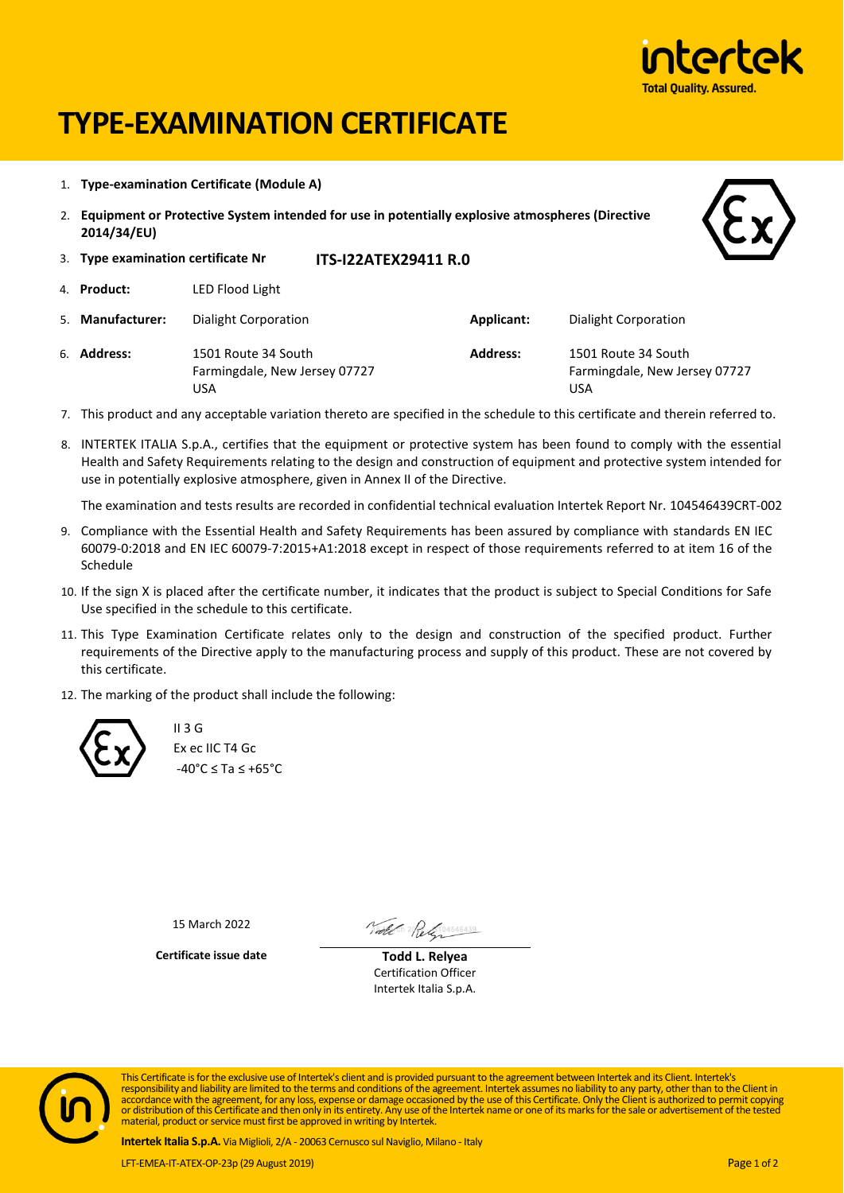# TYPE-EXAMINATION CERTIFICATE

1. **Type-examination Certificate (Module A)**
2. **Equipment or Protective System intended for use in potentially explosive atmospheres (Directive 2014/34/EU)**
3. **Type examination certificate Nr** **ITS-I22ATEX29411 R.0**
4. **Product:** LED Flood Light
5. **Manufacturer:** Dialight Corporation **Applicant:** Dialight Corporation
6. **Address:** 1501 Route 34 South, Farmingdale, New Jersey 07727, USA **Address:** 1501 Route 34 South, Farmingdale, New Jersey 07727, USA
7. This product and any acceptable variation thereto are specified in the schedule to this certificate and therein referred to.
8. INTERTEK ITALIA S.p.A., certifies that the equipment or protective system has been found to comply with the essential Health and Safety Requirements relating to the design and construction of equipment and protective system intended for use in potentially explosive atmosphere, given in Annex II of the Directive.

   The examination and tests results are recorded in confidential technical evaluation Intertek Report Nr. 104546439CRT-002
9. Compliance with the Essential Health and Safety Requirements has been assured by compliance with standards EN IEC 60079-0:2018 and EN IEC 60079-7:2015+A1:2018 except in respect of those requirements referred to at item 16 of the Schedule
10. If the sign X is placed after the certificate number, it indicates that the product is subject to Special Conditions for Safe Use specified in the schedule to this certificate.
11. This Type Examination Certificate relates only to the design and construction of the specified product. Further requirements of the Directive apply to the manufacturing process and supply of this product. These are not covered by this certificate.
12. The marking of the product shall include the following:

II 3 G
Ex ec IIC T4 Gc
-40°C ≤ Ta ≤ +65°C

15 March 2022

**Certificate issue date**

**Todd L. Relyea**
Certification Officer
Intertek Italia S.p.A.

This Certificate is for the exclusive use of Intertek's client and is provided pursuant to the agreement between Intertek and its Client. Intertek's responsibility and liability are limited to the terms and conditions of the agreement. Intertek assumes no liability to any party, other than to the Client in accordance with the agreement, for any loss, expense or damage occasioned by the use of this Certificate. Only the Client is authorized to permit copying or distribution of this Certificate and then only in its entirety. Any use of the Intertek name or one of its marks for the sale or advertisement of the tested material, product or service must first be approved in writing by Intertek.

**Intertek Italia S.p.A.** Via Miglioli, 2/A - 20063 Cernusco sul Naviglio, Milano - Italy

LFT-EMEA-IT-ATEX-OP-23p (29 August 2019)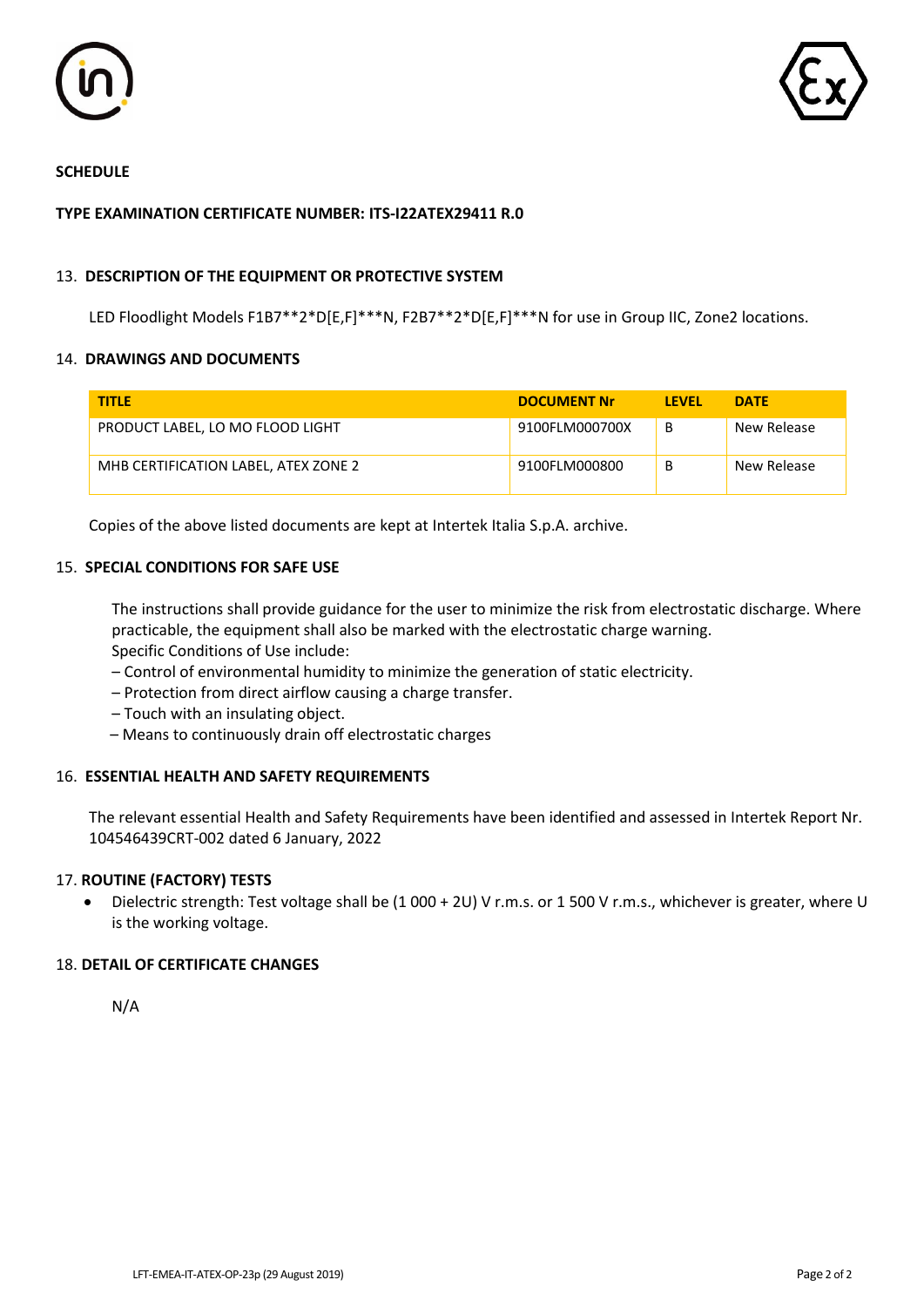**SCHEDULE**

**TYPE EXAMINATION CERTIFICATE NUMBER: ITS-I22ATEX29411 R.0**

## 13. DESCRIPTION OF THE EQUIPMENT OR PROTECTIVE SYSTEM

LED Floodlight Models F1B7**2*D[E,F]***N, F2B7**2*D[E,F]***N for use in Group IIC, Zone2 locations.

## 14. DRAWINGS AND DOCUMENTS

| TITLE | DOCUMENT Nr | LEVEL | DATE |
|---|---|---|---|
| PRODUCT LABEL, LO MO FLOOD LIGHT | 9100FLM000700X | B | New Release |
| MHB CERTIFICATION LABEL, ATEX ZONE 2 | 9100FLM000800 | B | New Release |

Copies of the above listed documents are kept at Intertek Italia S.p.A. archive.

## 15. SPECIAL CONDITIONS FOR SAFE USE

The instructions shall provide guidance for the user to minimize the risk from electrostatic discharge. Where practicable, the equipment shall also be marked with the electrostatic charge warning.
Specific Conditions of Use include:

– Control of environmental humidity to minimize the generation of static electricity.
– Protection from direct airflow causing a charge transfer.
– Touch with an insulating object.
– Means to continuously drain off electrostatic charges

## 16. ESSENTIAL HEALTH AND SAFETY REQUIREMENTS

The relevant essential Health and Safety Requirements have been identified and assessed in Intertek Report Nr. 104546439CRT-002 dated 6 January, 2022

## 17. ROUTINE (FACTORY) TESTS

- Dielectric strength: Test voltage shall be (1 000 + 2U) V r.m.s. or 1 500 V r.m.s., whichever is greater, where U is the working voltage.

## 18. DETAIL OF CERTIFICATE CHANGES

N/A

LFT-EMEA-IT-ATEX-OP-23p (29 August 2019)